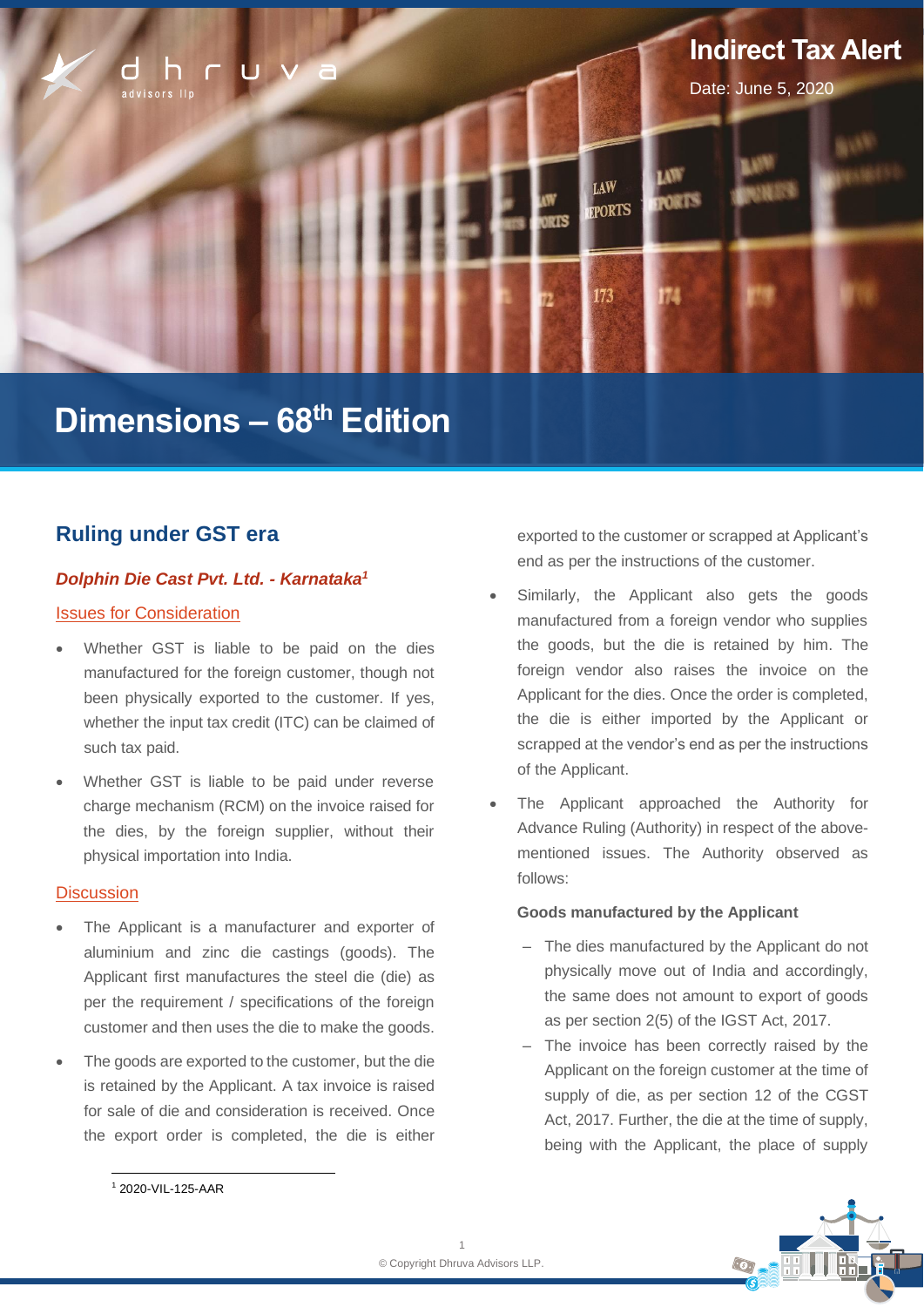Indirect Tax Alert

Date: June 5, 2020

# Dimensions – 68th Edition

## Ruling under GST era

### *Dolphin Die Cast Pvt. Ltd. - Karnataka*[1]

**Issues for Consideration**

- Whether GST is liable to be paid on the dies manufactured for the foreign customer, though not been physically exported to the customer. If yes, whether the input tax credit (ITC) can be claimed of such tax paid.
- Whether GST is liable to be paid under reverse charge mechanism (RCM) on the invoice raised for the dies, by the foreign supplier, without their physical importation into India.

**Discussion**

- The Applicant is a manufacturer and exporter of aluminium and zinc die castings (goods). The Applicant first manufactures the steel die (die) as per the requirement / specifications of the foreign customer and then uses the die to make the goods.
- The goods are exported to the customer, but the die is retained by the Applicant. A tax invoice is raised for sale of die and consideration is received. Once the export order is completed, the die is either exported to the customer or scrapped at Applicant's end as per the instructions of the customer.
- Similarly, the Applicant also gets the goods manufactured from a foreign vendor who supplies the goods, but the die is retained by him. The foreign vendor also raises the invoice on the Applicant for the dies. Once the order is completed, the die is either imported by the Applicant or scrapped at the vendor's end as per the instructions of the Applicant.
- The Applicant approached the Authority for Advance Ruling (Authority) in respect of the above-mentioned issues. The Authority observed as follows:

**Goods manufactured by the Applicant**

- The dies manufactured by the Applicant do not physically move out of India and accordingly, the same does not amount to export of goods as per section 2(5) of the IGST Act, 2017.
- The invoice has been correctly raised by the Applicant on the foreign customer at the time of supply of die, as per section 12 of the CGST Act, 2017. Further, the die at the time of supply, being with the Applicant, the place of supply

[1] 2020-VIL-125-AAR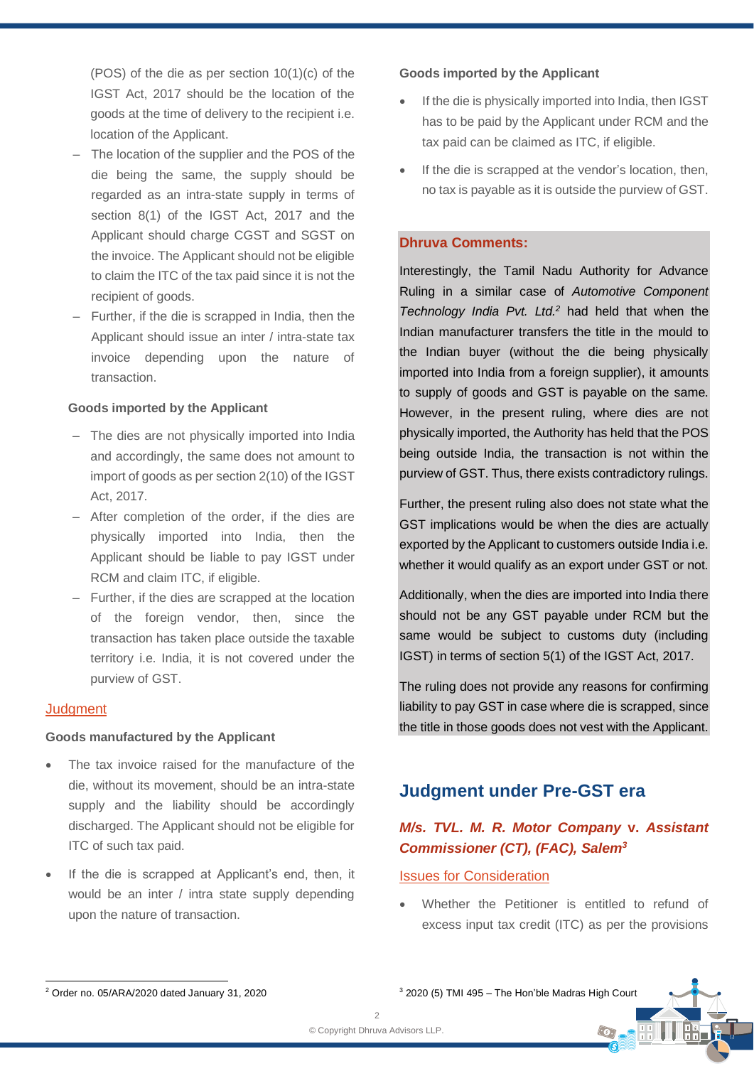(POS) of the die as per section 10(1)(c) of the IGST Act, 2017 should be the location of the goods at the time of delivery to the recipient i.e. location of the Applicant.

- The location of the supplier and the POS of the die being the same, the supply should be regarded as an intra-state supply in terms of section 8(1) of the IGST Act, 2017 and the Applicant should charge CGST and SGST on the invoice. The Applicant should not be eligible to claim the ITC of the tax paid since it is not the recipient of goods.
- Further, if the die is scrapped in India, then the Applicant should issue an inter / intra-state tax invoice depending upon the nature of transaction.

**Goods imported by the Applicant**

- The dies are not physically imported into India and accordingly, the same does not amount to import of goods as per section 2(10) of the IGST Act, 2017.
- After completion of the order, if the dies are physically imported into India, then the Applicant should be liable to pay IGST under RCM and claim ITC, if eligible.
- Further, if the dies are scrapped at the location of the foreign vendor, then, since the transaction has taken place outside the taxable territory i.e. India, it is not covered under the purview of GST.

Judgment

**Goods manufactured by the Applicant**

- The tax invoice raised for the manufacture of the die, without its movement, should be an intra-state supply and the liability should be accordingly discharged. The Applicant should not be eligible for ITC of such tax paid.
- If the die is scrapped at Applicant's end, then, it would be an inter / intra state supply depending upon the nature of transaction.

**Goods imported by the Applicant**

- If the die is physically imported into India, then IGST has to be paid by the Applicant under RCM and the tax paid can be claimed as ITC, if eligible.
- If the die is scrapped at the vendor's location, then, no tax is payable as it is outside the purview of GST.

**Dhruva Comments:**

Interestingly, the Tamil Nadu Authority for Advance Ruling in a similar case of *Automotive Component Technology India Pvt. Ltd.*[2] had held that when the Indian manufacturer transfers the title in the mould to the Indian buyer (without the die being physically imported into India from a foreign supplier), it amounts to supply of goods and GST is payable on the same. However, in the present ruling, where dies are not physically imported, the Authority has held that the POS being outside India, the transaction is not within the purview of GST. Thus, there exists contradictory rulings.

Further, the present ruling also does not state what the GST implications would be when the dies are actually exported by the Applicant to customers outside India i.e. whether it would qualify as an export under GST or not.

Additionally, when the dies are imported into India there should not be any GST payable under RCM but the same would be subject to customs duty (including IGST) in terms of section 5(1) of the IGST Act, 2017.

The ruling does not provide any reasons for confirming liability to pay GST in case where die is scrapped, since the title in those goods does not vest with the Applicant.

## Judgment under Pre-GST era

### *M/s. TVL. M. R. Motor Company* v. *Assistant Commissioner (CT), (FAC), Salem*[3]

Issues for Consideration

- Whether the Petitioner is entitled to refund of excess input tax credit (ITC) as per the provisions

---

[2] Order no. 05/ARA/2020 dated January 31, 2020

[3] 2020 (5) TMI 495 – The Hon'ble Madras High Court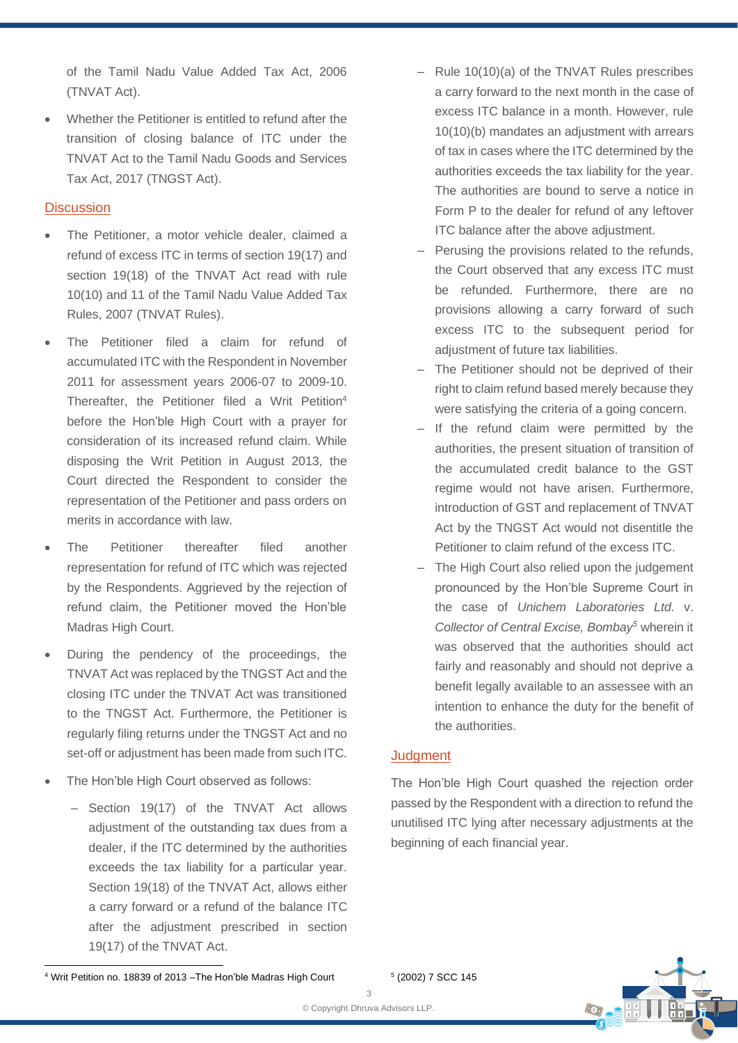of the Tamil Nadu Value Added Tax Act, 2006 (TNVAT Act).

- Whether the Petitioner is entitled to refund after the transition of closing balance of ITC under the TNVAT Act to the Tamil Nadu Goods and Services Tax Act, 2017 (TNGST Act).

## Discussion

- The Petitioner, a motor vehicle dealer, claimed a refund of excess ITC in terms of section 19(17) and section 19(18) of the TNVAT Act read with rule 10(10) and 11 of the Tamil Nadu Value Added Tax Rules, 2007 (TNVAT Rules).
- The Petitioner filed a claim for refund of accumulated ITC with the Respondent in November 2011 for assessment years 2006-07 to 2009-10. Thereafter, the Petitioner filed a Writ Petition[4] before the Hon'ble High Court with a prayer for consideration of its increased refund claim. While disposing the Writ Petition in August 2013, the Court directed the Respondent to consider the representation of the Petitioner and pass orders on merits in accordance with law.
- The Petitioner thereafter filed another representation for refund of ITC which was rejected by the Respondents. Aggrieved by the rejection of refund claim, the Petitioner moved the Hon'ble Madras High Court.
- During the pendency of the proceedings, the TNVAT Act was replaced by the TNGST Act and the closing ITC under the TNVAT Act was transitioned to the TNGST Act. Furthermore, the Petitioner is regularly filing returns under the TNGST Act and no set-off or adjustment has been made from such ITC.
- The Hon'ble High Court observed as follows:
  - Section 19(17) of the TNVAT Act allows adjustment of the outstanding tax dues from a dealer, if the ITC determined by the authorities exceeds the tax liability for a particular year. Section 19(18) of the TNVAT Act, allows either a carry forward or a refund of the balance ITC after the adjustment prescribed in section 19(17) of the TNVAT Act.
  - Rule 10(10)(a) of the TNVAT Rules prescribes a carry forward to the next month in the case of excess ITC balance in a month. However, rule 10(10)(b) mandates an adjustment with arrears of tax in cases where the ITC determined by the authorities exceeds the tax liability for the year. The authorities are bound to serve a notice in Form P to the dealer for refund of any leftover ITC balance after the above adjustment.
  - Perusing the provisions related to the refunds, the Court observed that any excess ITC must be refunded. Furthermore, there are no provisions allowing a carry forward of such excess ITC to the subsequent period for adjustment of future tax liabilities.
  - The Petitioner should not be deprived of their right to claim refund based merely because they were satisfying the criteria of a going concern.
  - If the refund claim were permitted by the authorities, the present situation of transition of the accumulated credit balance to the GST regime would not have arisen. Furthermore, introduction of GST and replacement of TNVAT Act by the TNGST Act would not disentitle the Petitioner to claim refund of the excess ITC.
  - The High Court also relied upon the judgement pronounced by the Hon'ble Supreme Court in the case of *Unichem Laboratories Ltd.* v. *Collector of Central Excise, Bombay*[5] wherein it was observed that the authorities should act fairly and reasonably and should not deprive a benefit legally available to an assessee with an intention to enhance the duty for the benefit of the authorities.

## Judgment

The Hon'ble High Court quashed the rejection order passed by the Respondent with a direction to refund the unutilised ITC lying after necessary adjustments at the beginning of each financial year.

---

[4] Writ Petition no. 18839 of 2013 –The Hon'ble Madras High Court

[5] (2002) 7 SCC 145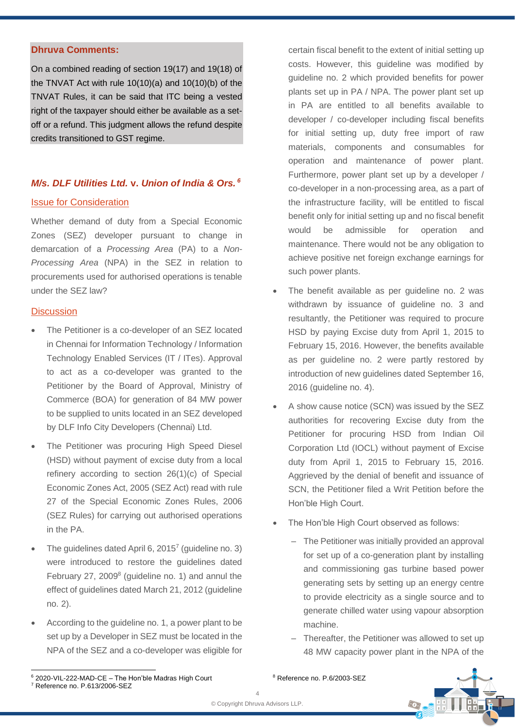**Dhruva Comments:**

On a combined reading of section 19(17) and 19(18) of the TNVAT Act with rule 10(10)(a) and 10(10)(b) of the TNVAT Rules, it can be said that ITC being a vested right of the taxpayer should either be available as a set-off or a refund. This judgment allows the refund despite credits transitioned to GST regime.

### *M/s. DLF Utilities Ltd.* v. *Union of India & Ors.*[6]

#### Issue for Consideration

Whether demand of duty from a Special Economic Zones (SEZ) developer pursuant to change in demarcation of a *Processing Area* (PA) to a *Non-Processing Area* (NPA) in the SEZ in relation to procurements used for authorised operations is tenable under the SEZ law?

#### Discussion

- The Petitioner is a co-developer of an SEZ located in Chennai for Information Technology / Information Technology Enabled Services (IT / ITes). Approval to act as a co-developer was granted to the Petitioner by the Board of Approval, Ministry of Commerce (BOA) for generation of 84 MW power to be supplied to units located in an SEZ developed by DLF Info City Developers (Chennai) Ltd.
- The Petitioner was procuring High Speed Diesel (HSD) without payment of excise duty from a local refinery according to section 26(1)(c) of Special Economic Zones Act, 2005 (SEZ Act) read with rule 27 of the Special Economic Zones Rules, 2006 (SEZ Rules) for carrying out authorised operations in the PA.
- The guidelines dated April 6, 2015[7] (guideline no. 3) were introduced to restore the guidelines dated February 27, 2009[8] (guideline no. 1) and annul the effect of guidelines dated March 21, 2012 (guideline no. 2).
- According to the guideline no. 1, a power plant to be set up by a Developer in SEZ must be located in the NPA of the SEZ and a co-developer was eligible for certain fiscal benefit to the extent of initial setting up costs. However, this guideline was modified by guideline no. 2 which provided benefits for power plants set up in PA / NPA. The power plant set up in PA are entitled to all benefits available to developer / co-developer including fiscal benefits for initial setting up, duty free import of raw materials, components and consumables for operation and maintenance of power plant. Furthermore, power plant set up by a developer / co-developer in a non-processing area, as a part of the infrastructure facility, will be entitled to fiscal benefit only for initial setting up and no fiscal benefit would be admissible for operation and maintenance. There would not be any obligation to achieve positive net foreign exchange earnings for such power plants.
- The benefit available as per guideline no. 2 was withdrawn by issuance of guideline no. 3 and resultantly, the Petitioner was required to procure HSD by paying Excise duty from April 1, 2015 to February 15, 2016. However, the benefits available as per guideline no. 2 were partly restored by introduction of new guidelines dated September 16, 2016 (guideline no. 4).
- A show cause notice (SCN) was issued by the SEZ authorities for recovering Excise duty from the Petitioner for procuring HSD from Indian Oil Corporation Ltd (IOCL) without payment of Excise duty from April 1, 2015 to February 15, 2016. Aggrieved by the denial of benefit and issuance of SCN, the Petitioner filed a Writ Petition before the Hon'ble High Court.
- The Hon'ble High Court observed as follows:
  - The Petitioner was initially provided an approval for set up of a co-generation plant by installing and commissioning gas turbine based power generating sets by setting up an energy centre to provide electricity as a single source and to generate chilled water using vapour absorption machine.
  - Thereafter, the Petitioner was allowed to set up 48 MW capacity power plant in the NPA of the

---

[6] 2020-VIL-222-MAD-CE – The Hon'ble Madras High Court

[7] Reference no. P.613/2006-SEZ

[8] Reference no. P.6/2003-SEZ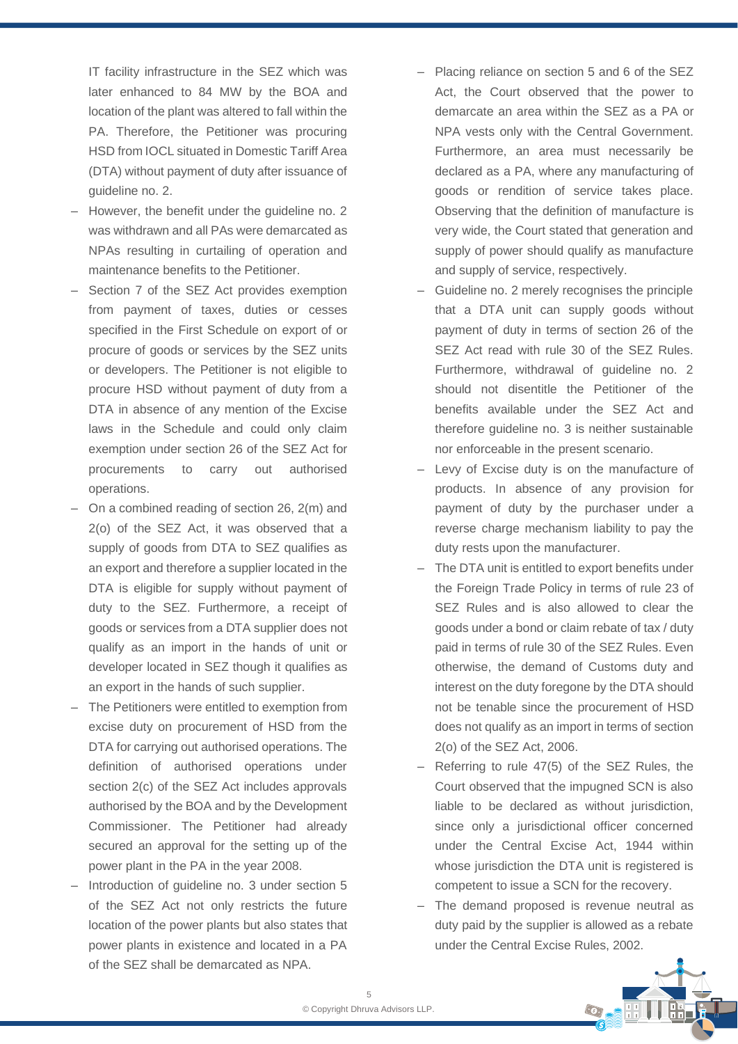IT facility infrastructure in the SEZ which was later enhanced to 84 MW by the BOA and location of the plant was altered to fall within the PA. Therefore, the Petitioner was procuring HSD from IOCL situated in Domestic Tariff Area (DTA) without payment of duty after issuance of guideline no. 2.

- However, the benefit under the guideline no. 2 was withdrawn and all PAs were demarcated as NPAs resulting in curtailing of operation and maintenance benefits to the Petitioner.
- Section 7 of the SEZ Act provides exemption from payment of taxes, duties or cesses specified in the First Schedule on export of or procure of goods or services by the SEZ units or developers. The Petitioner is not eligible to procure HSD without payment of duty from a DTA in absence of any mention of the Excise laws in the Schedule and could only claim exemption under section 26 of the SEZ Act for procurements to carry out authorised operations.
- On a combined reading of section 26, 2(m) and 2(o) of the SEZ Act, it was observed that a supply of goods from DTA to SEZ qualifies as an export and therefore a supplier located in the DTA is eligible for supply without payment of duty to the SEZ. Furthermore, a receipt of goods or services from a DTA supplier does not qualify as an import in the hands of unit or developer located in SEZ though it qualifies as an export in the hands of such supplier.
- The Petitioners were entitled to exemption from excise duty on procurement of HSD from the DTA for carrying out authorised operations. The definition of authorised operations under section 2(c) of the SEZ Act includes approvals authorised by the BOA and by the Development Commissioner. The Petitioner had already secured an approval for the setting up of the power plant in the PA in the year 2008.
- Introduction of guideline no. 3 under section 5 of the SEZ Act not only restricts the future location of the power plants but also states that power plants in existence and located in a PA of the SEZ shall be demarcated as NPA.
- Placing reliance on section 5 and 6 of the SEZ Act, the Court observed that the power to demarcate an area within the SEZ as a PA or NPA vests only with the Central Government. Furthermore, an area must necessarily be declared as a PA, where any manufacturing of goods or rendition of service takes place. Observing that the definition of manufacture is very wide, the Court stated that generation and supply of power should qualify as manufacture and supply of service, respectively.
- Guideline no. 2 merely recognises the principle that a DTA unit can supply goods without payment of duty in terms of section 26 of the SEZ Act read with rule 30 of the SEZ Rules. Furthermore, withdrawal of guideline no. 2 should not disentitle the Petitioner of the benefits available under the SEZ Act and therefore guideline no. 3 is neither sustainable nor enforceable in the present scenario.
- Levy of Excise duty is on the manufacture of products. In absence of any provision for payment of duty by the purchaser under a reverse charge mechanism liability to pay the duty rests upon the manufacturer.
- The DTA unit is entitled to export benefits under the Foreign Trade Policy in terms of rule 23 of SEZ Rules and is also allowed to clear the goods under a bond or claim rebate of tax / duty paid in terms of rule 30 of the SEZ Rules. Even otherwise, the demand of Customs duty and interest on the duty foregone by the DTA should not be tenable since the procurement of HSD does not qualify as an import in terms of section 2(o) of the SEZ Act, 2006.
- Referring to rule 47(5) of the SEZ Rules, the Court observed that the impugned SCN is also liable to be declared as without jurisdiction, since only a jurisdictional officer concerned under the Central Excise Act, 1944 within whose jurisdiction the DTA unit is registered is competent to issue a SCN for the recovery.
- The demand proposed is revenue neutral as duty paid by the supplier is allowed as a rebate under the Central Excise Rules, 2002.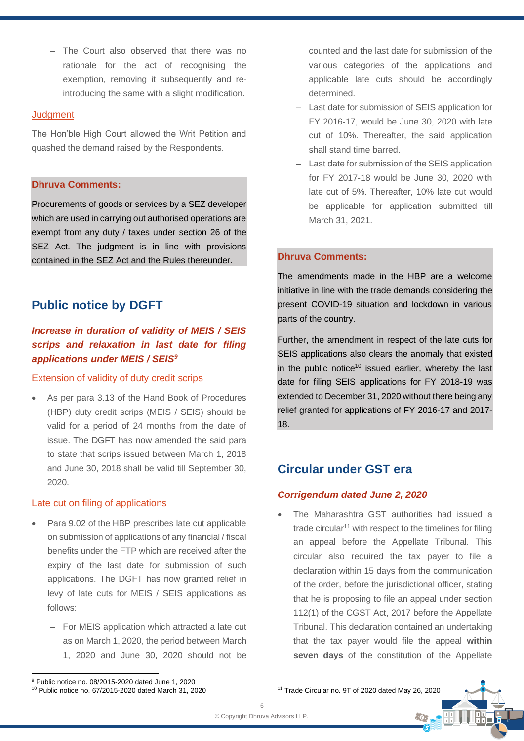- The Court also observed that there was no rationale for the act of recognising the exemption, removing it subsequently and re-introducing the same with a slight modification.

Judgment

The Hon'ble High Court allowed the Writ Petition and quashed the demand raised by the Respondents.

**Dhruva Comments:**

Procurements of goods or services by a SEZ developer which are used in carrying out authorised operations are exempt from any duty / taxes under section 26 of the SEZ Act. The judgment is in line with provisions contained in the SEZ Act and the Rules thereunder.

## Public notice by DGFT

### *Increase in duration of validity of MEIS / SEIS scrips and relaxation in last date for filing applications under MEIS / SEIS*[9]

Extension of validity of duty credit scrips

- As per para 3.13 of the Hand Book of Procedures (HBP) duty credit scrips (MEIS / SEIS) should be valid for a period of 24 months from the date of issue. The DGFT has now amended the said para to state that scrips issued between March 1, 2018 and June 30, 2018 shall be valid till September 30, 2020.

Late cut on filing of applications

- Para 9.02 of the HBP prescribes late cut applicable on submission of applications of any financial / fiscal benefits under the FTP which are received after the expiry of the last date for submission of such applications. The DGFT has now granted relief in levy of late cuts for MEIS / SEIS applications as follows:
  - For MEIS application which attracted a late cut as on March 1, 2020, the period between March 1, 2020 and June 30, 2020 should not be counted and the last date for submission of the various categories of the applications and applicable late cuts should be accordingly determined.
  - Last date for submission of SEIS application for FY 2016-17, would be June 30, 2020 with late cut of 10%. Thereafter, the said application shall stand time barred.
  - Last date for submission of the SEIS application for FY 2017-18 would be June 30, 2020 with late cut of 5%. Thereafter, 10% late cut would be applicable for application submitted till March 31, 2021.

**Dhruva Comments:**

The amendments made in the HBP are a welcome initiative in line with the trade demands considering the present COVID-19 situation and lockdown in various parts of the country.

Further, the amendment in respect of the late cuts for SEIS applications also clears the anomaly that existed in the public notice[10] issued earlier, whereby the last date for filing SEIS applications for FY 2018-19 was extended to December 31, 2020 without there being any relief granted for applications of FY 2016-17 and 2017-18.

## Circular under GST era

### *Corrigendum dated June 2, 2020*

- The Maharashtra GST authorities had issued a trade circular[11] with respect to the timelines for filing an appeal before the Appellate Tribunal. This circular also required the tax payer to file a declaration within 15 days from the communication of the order, before the jurisdictional officer, stating that he is proposing to file an appeal under section 112(1) of the CGST Act, 2017 before the Appellate Tribunal. This declaration contained an undertaking that the tax payer would file the appeal **within seven days** of the constitution of the Appellate

---

[9] Public notice no. 08/2015-2020 dated June 1, 2020

[10] Public notice no. 67/2015-2020 dated March 31, 2020

[11] Trade Circular no. 9T of 2020 dated May 26, 2020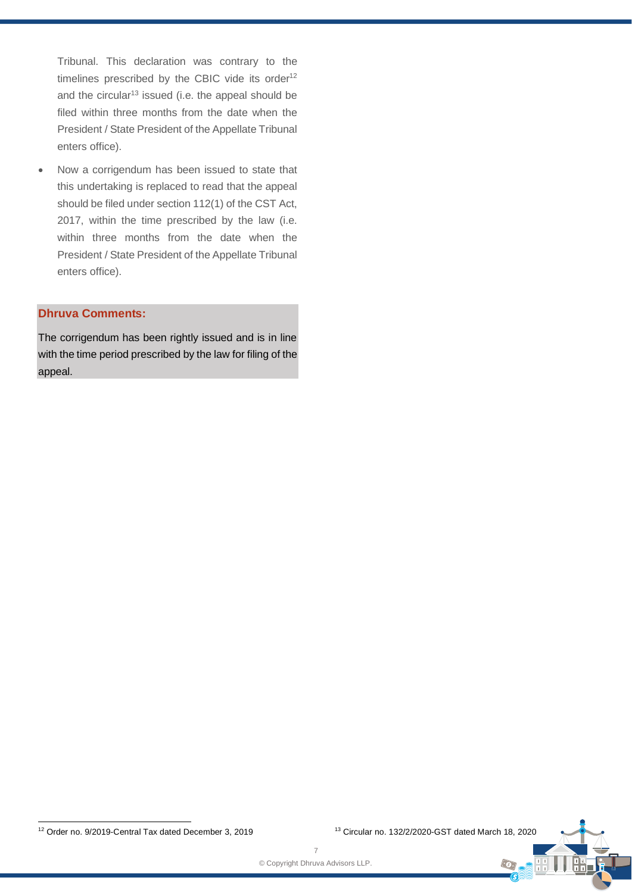Tribunal. This declaration was contrary to the timelines prescribed by the CBIC vide its order[12] and the circular[13] issued (i.e. the appeal should be filed within three months from the date when the President / State President of the Appellate Tribunal enters office).

- Now a corrigendum has been issued to state that this undertaking is replaced to read that the appeal should be filed under section 112(1) of the CST Act, 2017, within the time prescribed by the law (i.e. within three months from the date when the President / State President of the Appellate Tribunal enters office).

**Dhruva Comments:**

The corrigendum has been rightly issued and is in line with the time period prescribed by the law for filing of the appeal.

---

[12] Order no. 9/2019-Central Tax dated December 3, 2019

[13] Circular no. 132/2/2020-GST dated March 18, 2020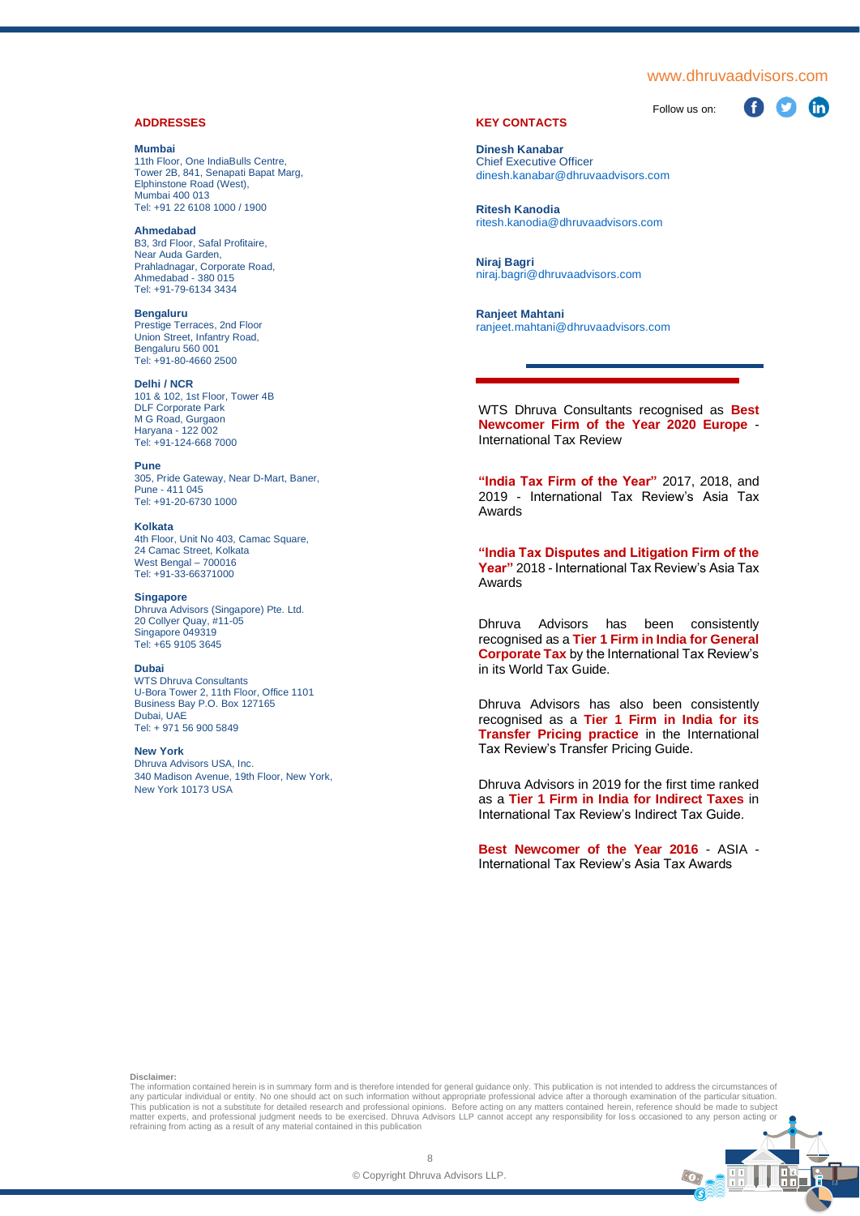www.dhruvaadvisors.com

Follow us on:

## ADDRESSES

**Mumbai**
11th Floor, One IndiaBulls Centre,
Tower 2B, 841, Senapati Bapat Marg,
Elphinstone Road (West),
Mumbai 400 013
Tel: +91 22 6108 1000 / 1900

**Ahmedabad**
B3, 3rd Floor, Safal Profitaire,
Near Auda Garden,
Prahladnagar, Corporate Road,
Ahmedabad - 380 015
Tel: +91-79-6134 3434

**Bengaluru**
Prestige Terraces, 2nd Floor
Union Street, Infantry Road,
Bengaluru 560 001
Tel: +91-80-4660 2500

**Delhi / NCR**
101 & 102, 1st Floor, Tower 4B
DLF Corporate Park
M G Road, Gurgaon
Haryana - 122 002
Tel: +91-124-668 7000

**Pune**
305, Pride Gateway, Near D-Mart, Baner,
Pune - 411 045
Tel: +91-20-6730 1000

**Kolkata**
4th Floor, Unit No 403, Camac Square,
24 Camac Street, Kolkata
West Bengal – 700016
Tel: +91-33-66371000

**Singapore**
Dhruva Advisors (Singapore) Pte. Ltd.
20 Collyer Quay, #11-05
Singapore 049319
Tel: +65 9105 3645

**Dubai**
WTS Dhruva Consultants
U-Bora Tower 2, 11th Floor, Office 1101
Business Bay P.O. Box 127165
Dubai, UAE
Tel: + 971 56 900 5849

**New York**
Dhruva Advisors USA, Inc.
340 Madison Avenue, 19th Floor, New York,
New York 10173 USA

## KEY CONTACTS

**Dinesh Kanabar**
Chief Executive Officer
dinesh.kanabar@dhruvaadvisors.com

**Ritesh Kanodia**
ritesh.kanodia@dhruvaadvisors.com

**Niraj Bagri**
niraj.bagri@dhruvaadvisors.com

**Ranjeet Mahtani**
ranjeet.mahtani@dhruvaadvisors.com

WTS Dhruva Consultants recognised as **Best Newcomer Firm of the Year 2020 Europe** - International Tax Review

**"India Tax Firm of the Year"** 2017, 2018, and 2019 - International Tax Review's Asia Tax Awards

**"India Tax Disputes and Litigation Firm of the Year"** 2018 - International Tax Review's Asia Tax Awards

Dhruva Advisors has been consistently recognised as a **Tier 1 Firm in India for General Corporate Tax** by the International Tax Review's in its World Tax Guide.

Dhruva Advisors has also been consistently recognised as a **Tier 1 Firm in India for its Transfer Pricing practice** in the International Tax Review's Transfer Pricing Guide.

Dhruva Advisors in 2019 for the first time ranked as a **Tier 1 Firm in India for Indirect Taxes** in International Tax Review's Indirect Tax Guide.

**Best Newcomer of the Year 2016** - ASIA - International Tax Review's Asia Tax Awards

**Disclaimer:**
The information contained herein is in summary form and is therefore intended for general guidance only. This publication is not intended to address the circumstances of any particular individual or entity. No one should act on such information without appropriate professional advice after a thorough examination of the particular situation. This publication is not a substitute for detailed research and professional opinions. Before acting on any matters contained herein, reference should be made to subject matter experts, and professional judgment needs to be exercised. Dhruva Advisors LLP cannot accept any responsibility for loss occasioned to any person acting or refraining from acting as a result of any material contained in this publication

© Copyright Dhruva Advisors LLP.